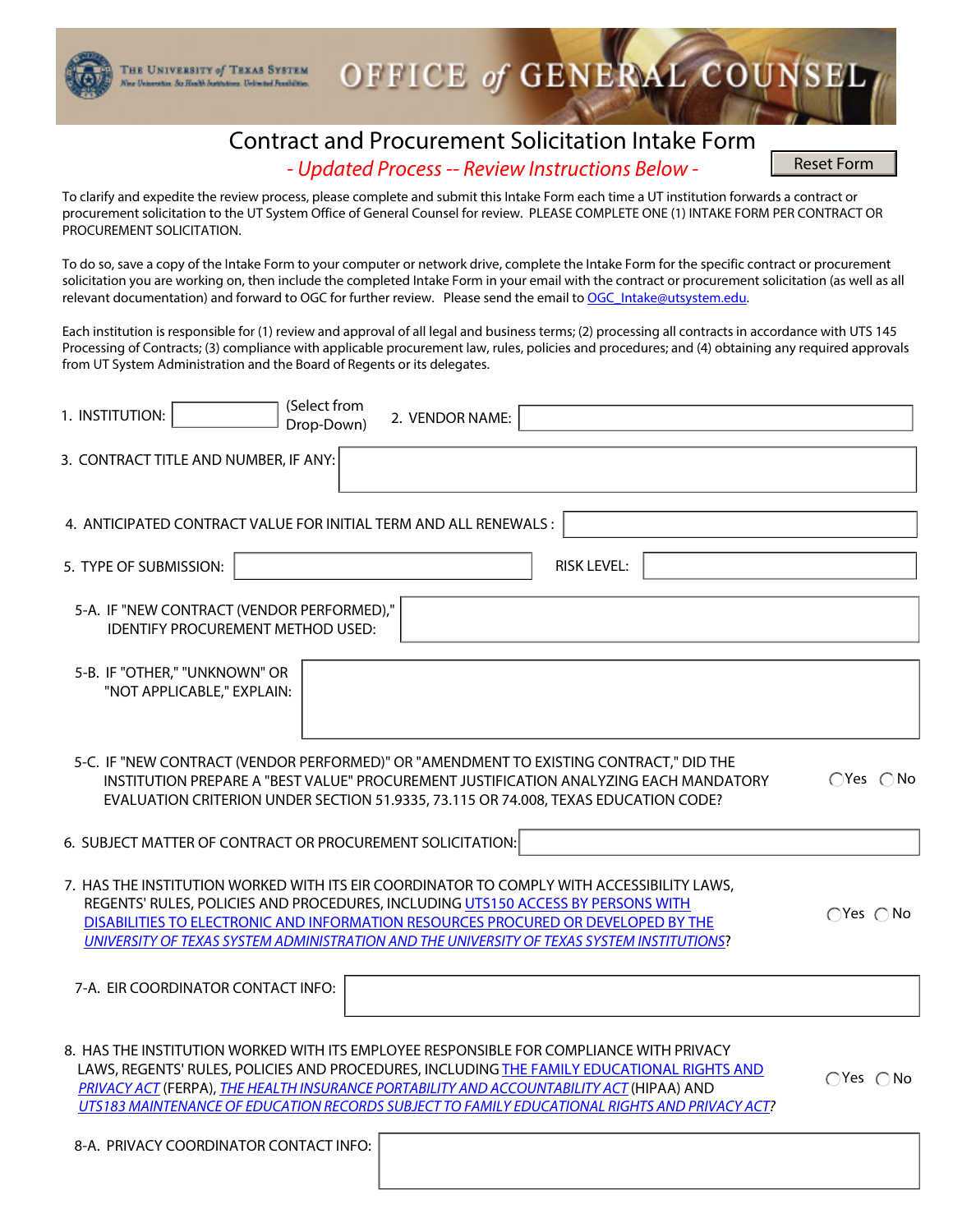THE UNIVERSITY of TEXAS SYSTEM

# OFFICE of GENERAL COUNSEL

## Contract and Procurement Solicitation Intake Form

*- Updated Process -- Review Instructions Below -*

Reset Form

To clarify and expedite the review process, please complete and submit this Intake Form each time a UT institution forwards a contract or procurement solicitation to the UT System Office of General Counsel for review. PLEASE COMPLETE ONE (1) INTAKE FORM PER CONTRACT OR PROCUREMENT SOLICITATION.

To do so, save a copy of the Intake Form to your computer or network drive, complete the Intake Form for the specific contract or procurement solicitation you are working on, then include the completed Intake Form in your email with the contract or procurement solicitation (as well as all relevant documentation) and forward to OGC for further review. Please send the email to OGC_Intake@utsystem.edu.

Each institution is responsible for (1) review and approval of all legal and business terms; (2) processing all contracts in accordance with UTS 145 Processing of Contracts; (3) compliance with applicable procurement law, rules, policies and procedures; and (4) obtaining any required approvals from UT System Administration and the Board of Regents or its delegates.

1. INSTITUTION: ______ (Select from Drop-Down)    2. VENDOR NAME: ______

3. CONTRACT TITLE AND NUMBER, IF ANY: ______

4. ANTICIPATED CONTRACT VALUE FOR INITIAL TERM AND ALL RENEWALS : ______

5. TYPE OF SUBMISSION: ______    RISK LEVEL: ______

5-A. IF "NEW CONTRACT (VENDOR PERFORMED)," IDENTIFY PROCUREMENT METHOD USED: ______

5-B. IF "OTHER," "UNKNOWN" OR "NOT APPLICABLE," EXPLAIN: ______

5-C. IF "NEW CONTRACT (VENDOR PERFORMED)" OR "AMENDMENT TO EXISTING CONTRACT," DID THE INSTITUTION PREPARE A "BEST VALUE" PROCUREMENT JUSTIFICATION ANALYZING EACH MANDATORY EVALUATION CRITERION UNDER SECTION 51.9335, 73.115 OR 74.008, TEXAS EDUCATION CODE? ◯ Yes ◯ No

6. SUBJECT MATTER OF CONTRACT OR PROCUREMENT SOLICITATION: ______

7. HAS THE INSTITUTION WORKED WITH ITS EIR COORDINATOR TO COMPLY WITH ACCESSIBILITY LAWS, REGENTS' RULES, POLICIES AND PROCEDURES, INCLUDING UTS150 ACCESS BY PERSONS WITH DISABILITIES TO ELECTRONIC AND INFORMATION RESOURCES PROCURED OR DEVELOPED BY THE *UNIVERSITY OF TEXAS SYSTEM ADMINISTRATION AND THE UNIVERSITY OF TEXAS SYSTEM INSTITUTIONS*? ◯ Yes ◯ No

7-A. EIR COORDINATOR CONTACT INFO: ______

8. HAS THE INSTITUTION WORKED WITH ITS EMPLOYEE RESPONSIBLE FOR COMPLIANCE WITH PRIVACY LAWS, REGENTS' RULES, POLICIES AND PROCEDURES, INCLUDING THE FAMILY EDUCATIONAL RIGHTS AND *PRIVACY ACT* (FERPA), *THE HEALTH INSURANCE PORTABILITY AND ACCOUNTABILITY ACT* (HIPAA) AND *UTS183 MAINTENANCE OF EDUCATION RECORDS SUBJECT TO FAMILY EDUCATIONAL RIGHTS AND PRIVACY ACT*? ◯ Yes ◯ No

8-A. PRIVACY COORDINATOR CONTACT INFO: ______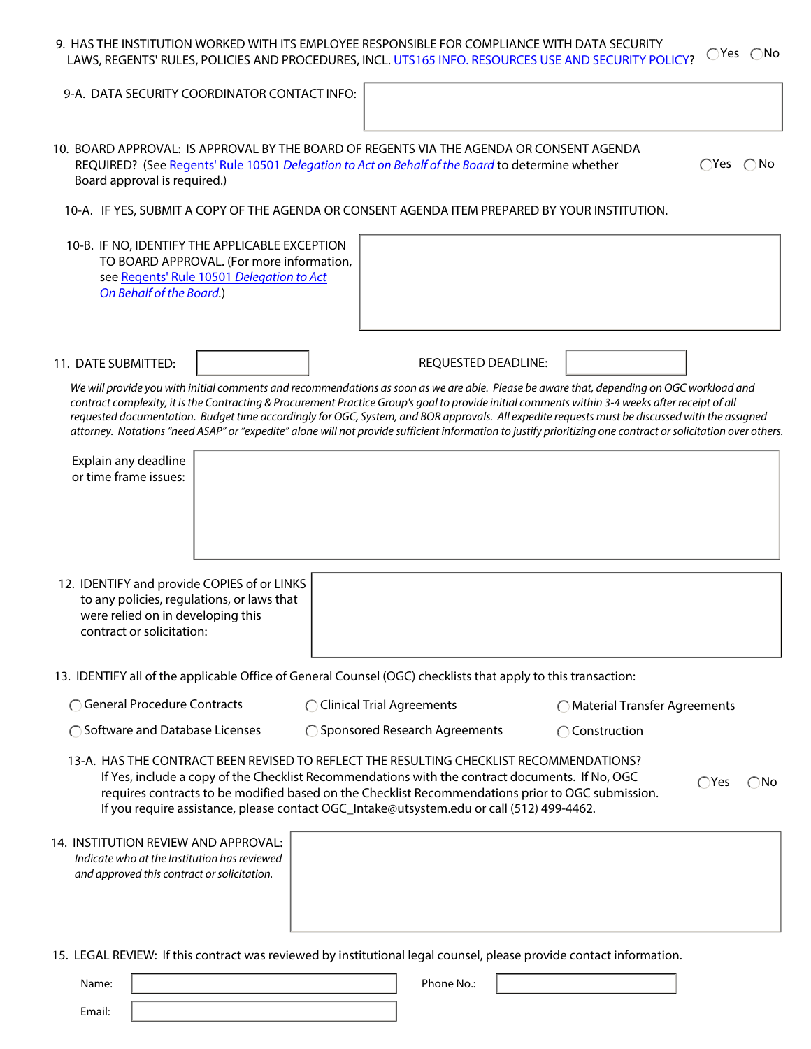9. HAS THE INSTITUTION WORKED WITH ITS EMPLOYEE RESPONSIBLE FOR COMPLIANCE WITH DATA SECURITY LAWS, REGENTS' RULES, POLICIES AND PROCEDURES, INCL. UTS165 INFO. RESOURCES USE AND SECURITY POLICY? ◯ Yes ◯ No

9-A. DATA SECURITY COORDINATOR CONTACT INFO:

10. BOARD APPROVAL: IS APPROVAL BY THE BOARD OF REGENTS VIA THE AGENDA OR CONSENT AGENDA REQUIRED? (See Regents' Rule 10501 *Delegation to Act on Behalf of the Board* to determine whether Board approval is required.) ◯ Yes ◯ No

10-A. IF YES, SUBMIT A COPY OF THE AGENDA OR CONSENT AGENDA ITEM PREPARED BY YOUR INSTITUTION.

10-B. IF NO, IDENTIFY THE APPLICABLE EXCEPTION TO BOARD APPROVAL. (For more information, see Regents' Rule 10501 *Delegation to Act On Behalf of the Board*.)

11. DATE SUBMITTED: REQUESTED DEADLINE:

*We will provide you with initial comments and recommendations as soon as we are able. Please be aware that, depending on OGC workload and contract complexity, it is the Contracting & Procurement Practice Group's goal to provide initial comments within 3-4 weeks after receipt of all requested documentation. Budget time accordingly for OGC, System, and BOR approvals. All expedite requests must be discussed with the assigned attorney. Notations "need ASAP" or "expedite" alone will not provide sufficient information to justify prioritizing one contract or solicitation over others.*

Explain any deadline or time frame issues:

12. IDENTIFY and provide COPIES of or LINKS to any policies, regulations, or laws that were relied on in developing this contract or solicitation:

13. IDENTIFY all of the applicable Office of General Counsel (OGC) checklists that apply to this transaction:

◯ General Procedure Contracts ◯ Clinical Trial Agreements ◯ Material Transfer Agreements

◯ Software and Database Licenses ◯ Sponsored Research Agreements ◯ Construction

13-A. HAS THE CONTRACT BEEN REVISED TO REFLECT THE RESULTING CHECKLIST RECOMMENDATIONS? If Yes, include a copy of the Checklist Recommendations with the contract documents. If No, OGC requires contracts to be modified based on the Checklist Recommendations prior to OGC submission. If you require assistance, please contact OGC_Intake@utsystem.edu or call (512) 499-4462. ◯ Yes ◯ No

14. INSTITUTION REVIEW AND APPROVAL: *Indicate who at the Institution has reviewed and approved this contract or solicitation.*

15. LEGAL REVIEW: If this contract was reviewed by institutional legal counsel, please provide contact information.

Name: Phone No.:

Email: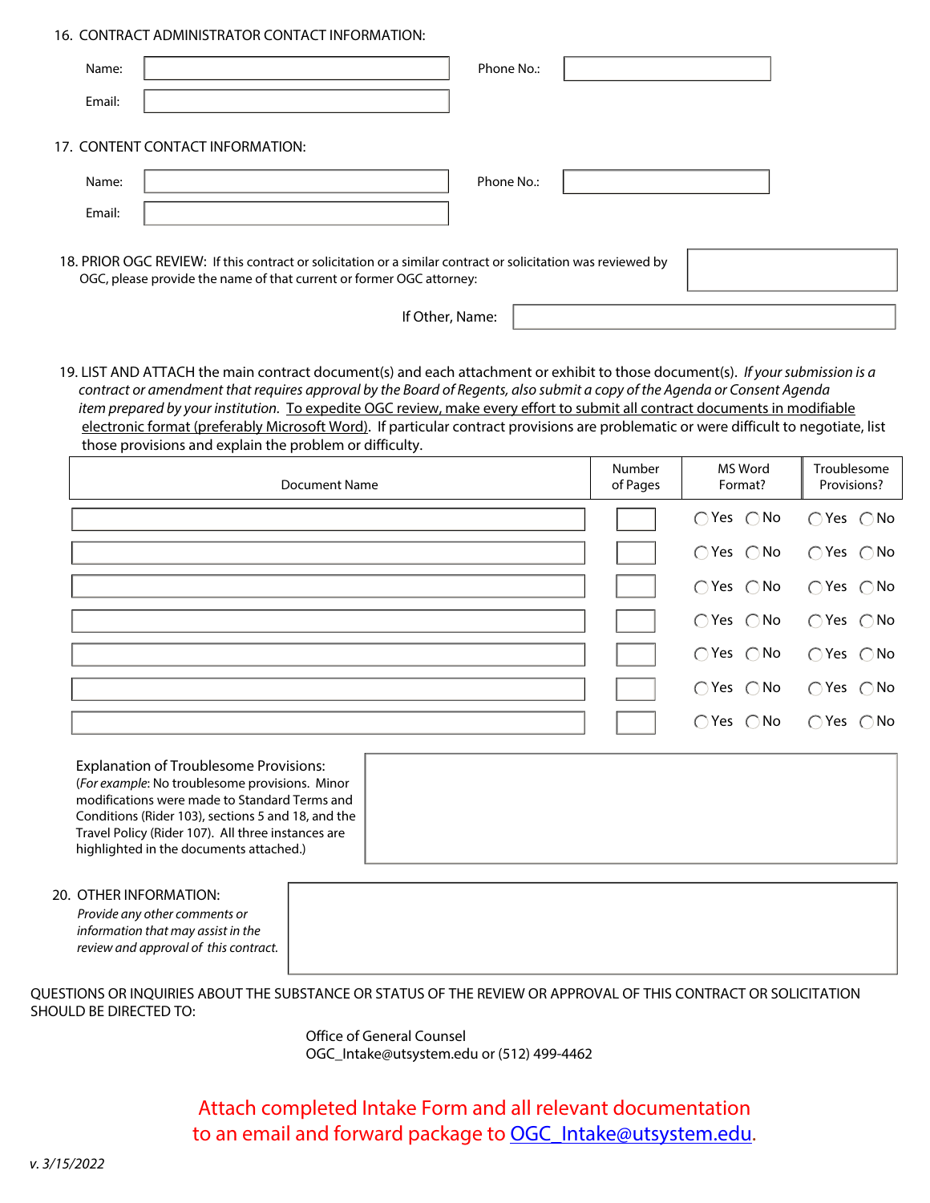16. CONTRACT ADMINISTRATOR CONTACT INFORMATION:

Name: \_\_\_\_\_\_\_\_\_\_ Phone No.: \_\_\_\_\_\_\_\_\_\_

Email: \_\_\_\_\_\_\_\_\_\_

17. CONTENT CONTACT INFORMATION:

Name: \_\_\_\_\_\_\_\_\_\_ Phone No.: \_\_\_\_\_\_\_\_\_\_

Email: \_\_\_\_\_\_\_\_\_\_

18. PRIOR OGC REVIEW: If this contract or solicitation or a similar contract or solicitation was reviewed by OGC, please provide the name of that current or former OGC attorney:

If Other, Name: \_\_\_\_\_\_\_\_\_\_

19. LIST AND ATTACH the main contract document(s) and each attachment or exhibit to those document(s). *If your submission is a contract or amendment that requires approval by the Board of Regents, also submit a copy of the Agenda or Consent Agenda item prepared by your institution.* <u>To expedite OGC review, make every effort to submit all contract documents in modifiable electronic format (preferably Microsoft Word)</u>. If particular contract provisions are problematic or were difficult to negotiate, list those provisions and explain the problem or difficulty.

| Document Name | Number of Pages | MS Word Format? | Troublesome Provisions? |
|---|---|---|---|
| | | ◯ Yes ◯ No | ◯ Yes ◯ No |
| | | ◯ Yes ◯ No | ◯ Yes ◯ No |
| | | ◯ Yes ◯ No | ◯ Yes ◯ No |
| | | ◯ Yes ◯ No | ◯ Yes ◯ No |
| | | ◯ Yes ◯ No | ◯ Yes ◯ No |
| | | ◯ Yes ◯ No | ◯ Yes ◯ No |
| | | ◯ Yes ◯ No | ◯ Yes ◯ No |

Explanation of Troublesome Provisions:
(*For example*: No troublesome provisions. Minor modifications were made to Standard Terms and Conditions (Rider 103), sections 5 and 18, and the Travel Policy (Rider 107). All three instances are highlighted in the documents attached.)

20. OTHER INFORMATION:
*Provide any other comments or information that may assist in the review and approval of this contract.*

QUESTIONS OR INQUIRIES ABOUT THE SUBSTANCE OR STATUS OF THE REVIEW OR APPROVAL OF THIS CONTRACT OR SOLICITATION SHOULD BE DIRECTED TO:

Office of General Counsel
OGC_Intake@utsystem.edu or (512) 499-4462

Attach completed Intake Form and all relevant documentation to an email and forward package to OGC_Intake@utsystem.edu.

*v. 3/15/2022*